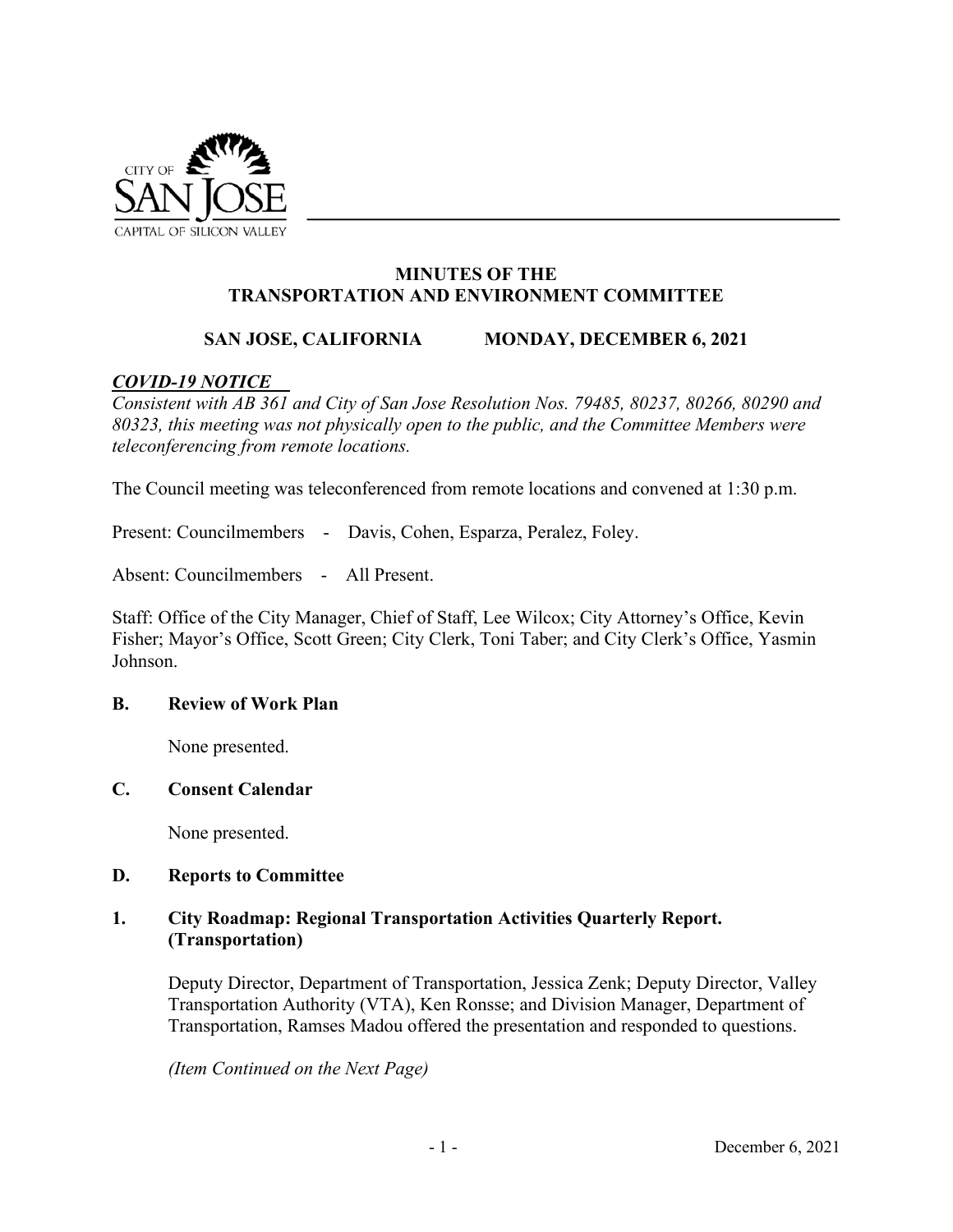# MINUTES OF THE TRANSPORTATION AND ENVIRONMENT COMMITTEE

**SAN JOSE, CALIFORNIA MONDAY, DECEMBER 6, 2021**

***COVID-19 NOTICE***

*Consistent with AB 361 and City of San Jose Resolution Nos. 79485, 80237, 80266, 80290 and 80323, this meeting was not physically open to the public, and the Committee Members were teleconferencing from remote locations.*

The Council meeting was teleconferenced from remote locations and convened at 1:30 p.m.

Present: Councilmembers - Davis, Cohen, Esparza, Peralez, Foley.

Absent: Councilmembers - All Present.

Staff: Office of the City Manager, Chief of Staff, Lee Wilcox; City Attorney's Office, Kevin Fisher; Mayor's Office, Scott Green; City Clerk, Toni Taber; and City Clerk's Office, Yasmin Johnson.

## B. Review of Work Plan

None presented.

## C. Consent Calendar

None presented.

## D. Reports to Committee

### 1. City Roadmap: Regional Transportation Activities Quarterly Report. (Transportation)

Deputy Director, Department of Transportation, Jessica Zenk; Deputy Director, Valley Transportation Authority (VTA), Ken Ronsse; and Division Manager, Department of Transportation, Ramses Madou offered the presentation and responded to questions.

*(Item Continued on the Next Page)*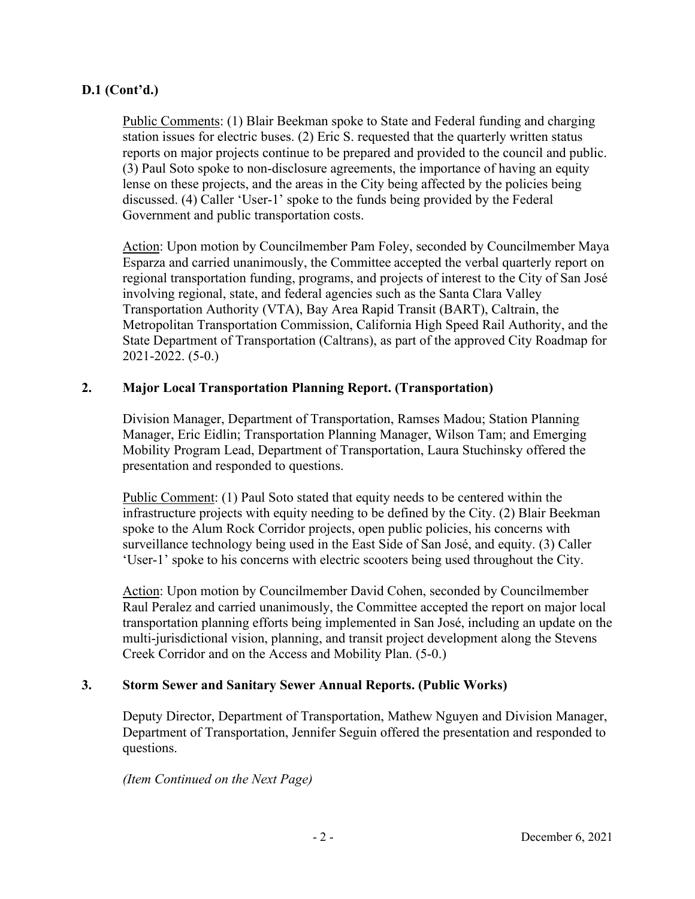**D.1 (Cont'd.)**

Public Comments: (1) Blair Beekman spoke to State and Federal funding and charging station issues for electric buses. (2) Eric S. requested that the quarterly written status reports on major projects continue to be prepared and provided to the council and public. (3) Paul Soto spoke to non-disclosure agreements, the importance of having an equity lense on these projects, and the areas in the City being affected by the policies being discussed. (4) Caller 'User-1' spoke to the funds being provided by the Federal Government and public transportation costs.

Action: Upon motion by Councilmember Pam Foley, seconded by Councilmember Maya Esparza and carried unanimously, the Committee accepted the verbal quarterly report on regional transportation funding, programs, and projects of interest to the City of San José involving regional, state, and federal agencies such as the Santa Clara Valley Transportation Authority (VTA), Bay Area Rapid Transit (BART), Caltrain, the Metropolitan Transportation Commission, California High Speed Rail Authority, and the State Department of Transportation (Caltrans), as part of the approved City Roadmap for 2021-2022. (5-0.)

**2. Major Local Transportation Planning Report. (Transportation)**

Division Manager, Department of Transportation, Ramses Madou; Station Planning Manager, Eric Eidlin; Transportation Planning Manager, Wilson Tam; and Emerging Mobility Program Lead, Department of Transportation, Laura Stuchinsky offered the presentation and responded to questions.

Public Comment: (1) Paul Soto stated that equity needs to be centered within the infrastructure projects with equity needing to be defined by the City. (2) Blair Beekman spoke to the Alum Rock Corridor projects, open public policies, his concerns with surveillance technology being used in the East Side of San José, and equity. (3) Caller 'User-1' spoke to his concerns with electric scooters being used throughout the City.

Action: Upon motion by Councilmember David Cohen, seconded by Councilmember Raul Peralez and carried unanimously, the Committee accepted the report on major local transportation planning efforts being implemented in San José, including an update on the multi-jurisdictional vision, planning, and transit project development along the Stevens Creek Corridor and on the Access and Mobility Plan. (5-0.)

**3. Storm Sewer and Sanitary Sewer Annual Reports. (Public Works)**

Deputy Director, Department of Transportation, Mathew Nguyen and Division Manager, Department of Transportation, Jennifer Seguin offered the presentation and responded to questions.

*(Item Continued on the Next Page)*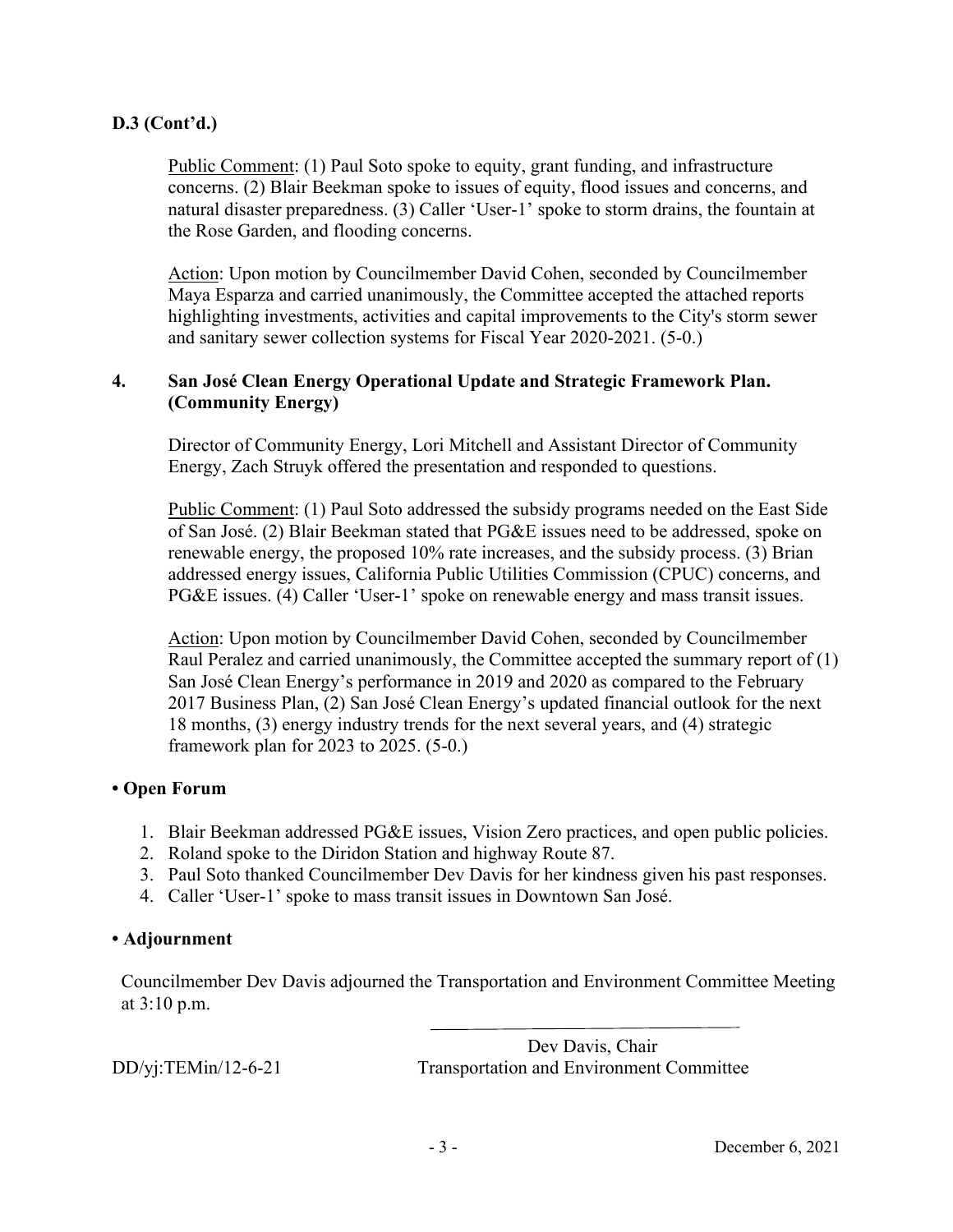**D.3 (Cont'd.)**

Public Comment: (1) Paul Soto spoke to equity, grant funding, and infrastructure concerns. (2) Blair Beekman spoke to issues of equity, flood issues and concerns, and natural disaster preparedness. (3) Caller 'User-1' spoke to storm drains, the fountain at the Rose Garden, and flooding concerns.

Action: Upon motion by Councilmember David Cohen, seconded by Councilmember Maya Esparza and carried unanimously, the Committee accepted the attached reports highlighting investments, activities and capital improvements to the City's storm sewer and sanitary sewer collection systems for Fiscal Year 2020-2021. (5-0.)

**4. San José Clean Energy Operational Update and Strategic Framework Plan. (Community Energy)**

Director of Community Energy, Lori Mitchell and Assistant Director of Community Energy, Zach Struyk offered the presentation and responded to questions.

Public Comment: (1) Paul Soto addressed the subsidy programs needed on the East Side of San José. (2) Blair Beekman stated that PG&E issues need to be addressed, spoke on renewable energy, the proposed 10% rate increases, and the subsidy process. (3) Brian addressed energy issues, California Public Utilities Commission (CPUC) concerns, and PG&E issues. (4) Caller 'User-1' spoke on renewable energy and mass transit issues.

Action: Upon motion by Councilmember David Cohen, seconded by Councilmember Raul Peralez and carried unanimously, the Committee accepted the summary report of (1) San José Clean Energy's performance in 2019 and 2020 as compared to the February 2017 Business Plan, (2) San José Clean Energy's updated financial outlook for the next 18 months, (3) energy industry trends for the next several years, and (4) strategic framework plan for 2023 to 2025. (5-0.)

## • Open Forum

1. Blair Beekman addressed PG&E issues, Vision Zero practices, and open public policies.
2. Roland spoke to the Diridon Station and highway Route 87.
3. Paul Soto thanked Councilmember Dev Davis for her kindness given his past responses.
4. Caller 'User-1' spoke to mass transit issues in Downtown San José.

## • Adjournment

Councilmember Dev Davis adjourned the Transportation and Environment Committee Meeting at 3:10 p.m.

Dev Davis, Chair
Transportation and Environment Committee

DD/yj:TEMin/12-6-21

December 6, 2021